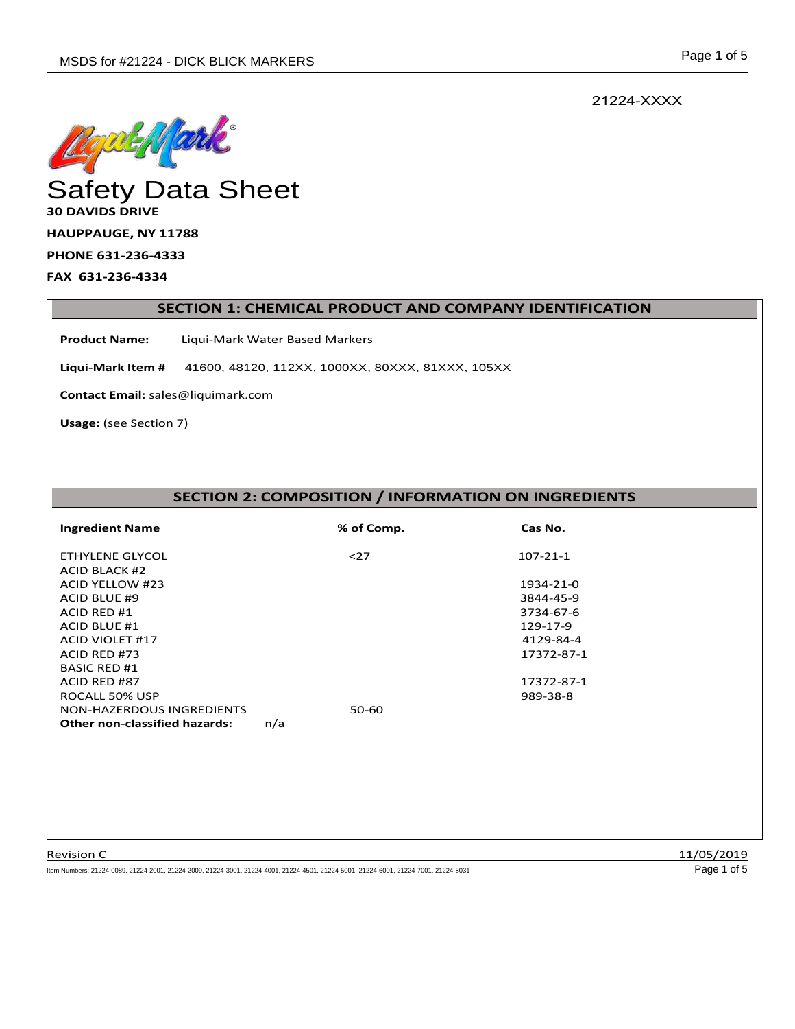21224-XXXX

# Safety Data Sheet

**30 DAVIDS DRIVE**

**HAUPPAUGE, NY 11788**

**PHONE 631-236-4333**

**FAX 631-236-4334**

## SECTION 1: CHEMICAL PRODUCT AND COMPANY IDENTIFICATION

**Product Name:** Liqui-Mark Water Based Markers

**Liqui-Mark Item #** 41600, 48120, 112XX, 1000XX, 80XXX, 81XXX, 105XX

**Contact Email:** sales@liquimark.com

**Usage:** (see Section 7)

## SECTION 2: COMPOSITION / INFORMATION ON INGREDIENTS

| Ingredient Name | % of Comp. | Cas No. |
|---|---|---|
| ETHYLENE GLYCOL | <27 | 107-21-1 |
| ACID BLACK #2 | | |
| ACID YELLOW #23 | | 1934-21-0 |
| ACID BLUE #9 | | 3844-45-9 |
| ACID RED #1 | | 3734-67-6 |
| ACID BLUE #1 | | 129-17-9 |
| ACID VIOLET #17 | | 4129-84-4 |
| ACID RED #73 | | 17372-87-1 |
| BASIC RED #1 | | |
| ACID RED #87 | | 17372-87-1 |
| ROCALL 50% USP | | 989-38-8 |
| NON-HAZERDOUS INGREDIENTS | 50-60 | |

**Other non-classified hazards:** n/a

Revision C 11/05/2019

Item Numbers: 21224-0089, 21224-2001, 21224-2009, 21224-3001, 21224-4001, 21224-4501, 21224-5001, 21224-6001, 21224-7001, 21224-8031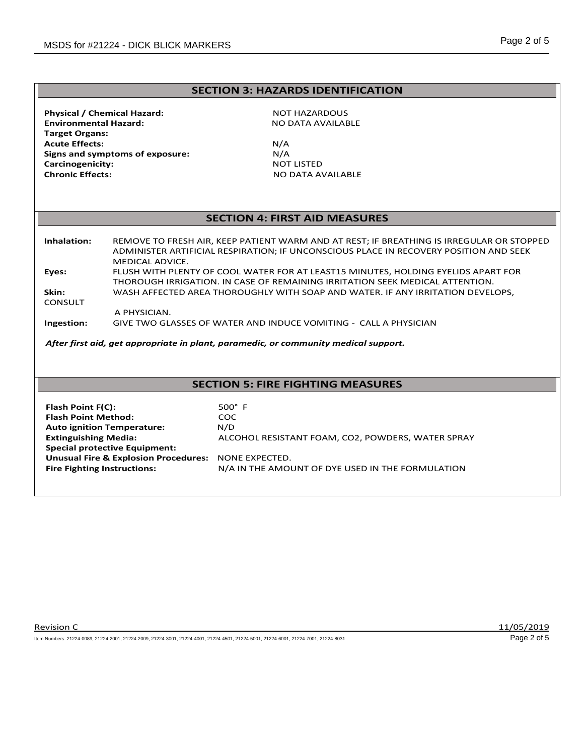## SECTION 3: HAZARDS IDENTIFICATION

**Physical / Chemical Hazard:** NOT HAZARDOUS
**Environmental Hazard:** NO DATA AVAILABLE
**Target Organs:**
**Acute Effects:** N/A
**Signs and symptoms of exposure:** N/A
**Carcinogenicity:** NOT LISTED
**Chronic Effects:** NO DATA AVAILABLE

## SECTION 4: FIRST AID MEASURES

**Inhalation:** REMOVE TO FRESH AIR, KEEP PATIENT WARM AND AT REST; IF BREATHING IS IRREGULAR OR STOPPED ADMINISTER ARTIFICIAL RESPIRATION; IF UNCONSCIOUS PLACE IN RECOVERY POSITION AND SEEK MEDICAL ADVICE.

**Eyes:** FLUSH WITH PLENTY OF COOL WATER FOR AT LEAST15 MINUTES, HOLDING EYELIDS APART FOR THOROUGH IRRIGATION. IN CASE OF REMAINING IRRITATION SEEK MEDICAL ATTENTION.

**Skin:** WASH AFFECTED AREA THOROUGHLY WITH SOAP AND WATER. IF ANY IRRITATION DEVELOPS, CONSULT A PHYSICIAN.

**Ingestion:** GIVE TWO GLASSES OF WATER AND INDUCE VOMITING - CALL A PHYSICIAN

***After first aid, get appropriate in plant, paramedic, or community medical support.***

## SECTION 5: FIRE FIGHTING MEASURES

**Flash Point F(C):** 500° F
**Flash Point Method:** COC
**Auto ignition Temperature:** N/D
**Extinguishing Media:** ALCOHOL RESISTANT FOAM, CO2, POWDERS, WATER SPRAY
**Special protective Equipment:**
**Unusual Fire & Explosion Procedures:** NONE EXPECTED.
**Fire Fighting Instructions:** N/A IN THE AMOUNT OF DYE USED IN THE FORMULATION

Revision C 11/05/2019

Item Numbers: 21224-0089, 21224-2001, 21224-2009, 21224-3001, 21224-4001, 21224-4501, 21224-5001, 21224-6001, 21224-7001, 21224-8031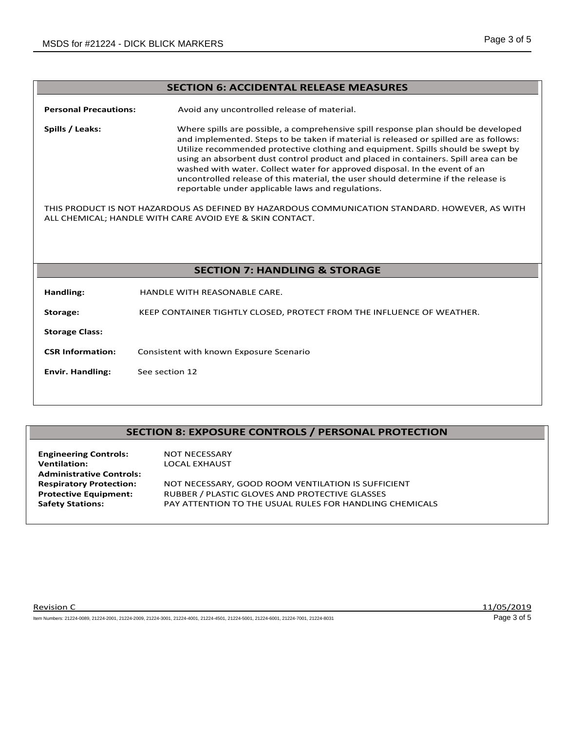## SECTION 6: ACCIDENTAL RELEASE MEASURES

**Personal Precautions:** Avoid any uncontrolled release of material.

**Spills / Leaks:** Where spills are possible, a comprehensive spill response plan should be developed and implemented. Steps to be taken if material is released or spilled are as follows: Utilize recommended protective clothing and equipment. Spills should be swept by using an absorbent dust control product and placed in containers. Spill area can be washed with water. Collect water for approved disposal. In the event of an uncontrolled release of this material, the user should determine if the release is reportable under applicable laws and regulations.

THIS PRODUCT IS NOT HAZARDOUS AS DEFINED BY HAZARDOUS COMMUNICATION STANDARD. HOWEVER, AS WITH ALL CHEMICAL; HANDLE WITH CARE AVOID EYE & SKIN CONTACT.

## SECTION 7: HANDLING & STORAGE

**Handling:** HANDLE WITH REASONABLE CARE.

**Storage:** KEEP CONTAINER TIGHTLY CLOSED, PROTECT FROM THE INFLUENCE OF WEATHER.

**Storage Class:**

**CSR Information:** Consistent with known Exposure Scenario

**Envir. Handling:** See section 12

## SECTION 8: EXPOSURE CONTROLS / PERSONAL PROTECTION

**Engineering Controls:** NOT NECESSARY
**Ventilation:** LOCAL EXHAUST
**Administrative Controls:**
**Respiratory Protection:** NOT NECESSARY, GOOD ROOM VENTILATION IS SUFFICIENT
**Protective Equipment:** RUBBER / PLASTIC GLOVES AND PROTECTIVE GLASSES
**Safety Stations:** PAY ATTENTION TO THE USUAL RULES FOR HANDLING CHEMICALS

Revision C 11/05/2019

Item Numbers: 21224-0089, 21224-2001, 21224-2009, 21224-3001, 21224-4001, 21224-4501, 21224-5001, 21224-6001, 21224-7001, 21224-8031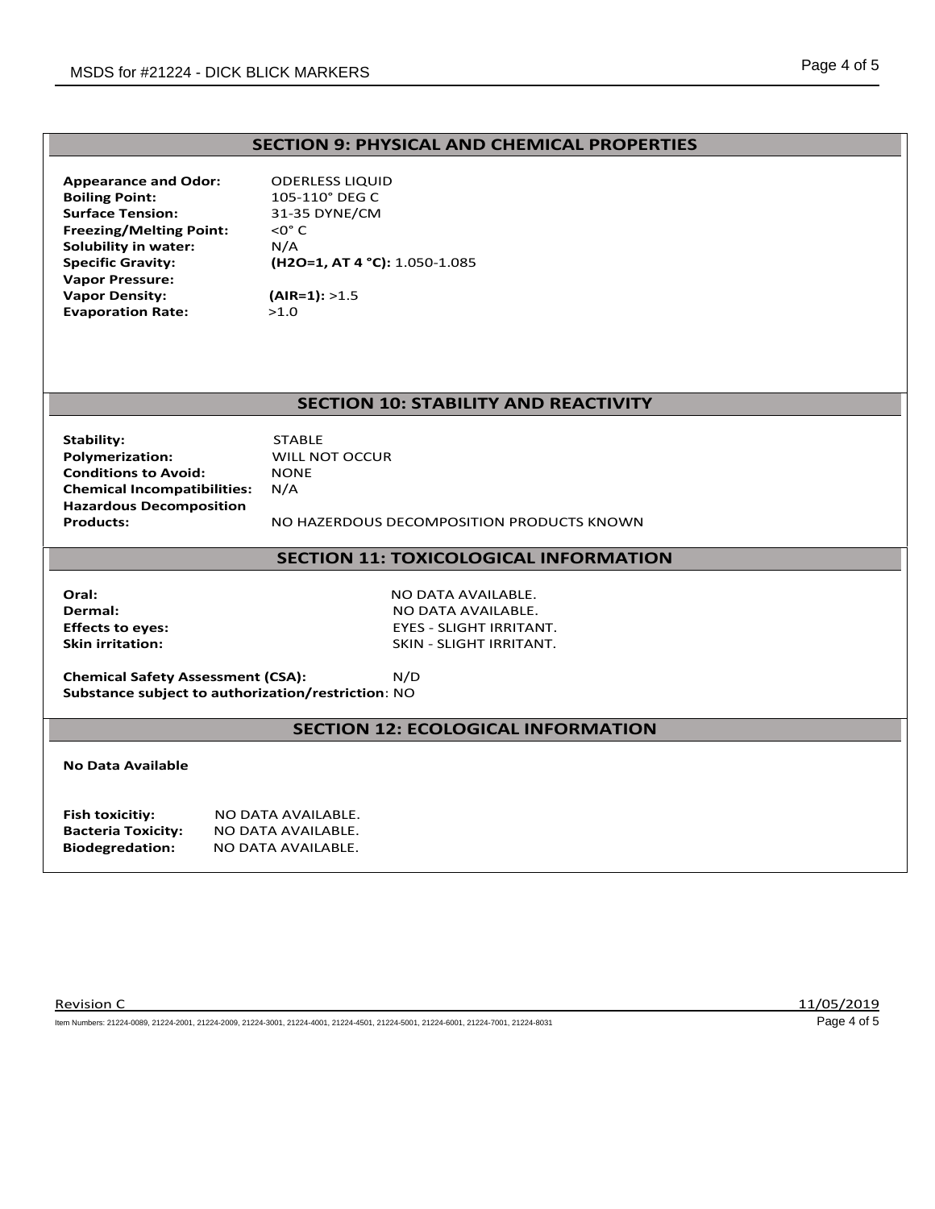## SECTION 9: PHYSICAL AND CHEMICAL PROPERTIES

**Appearance and Odor:** ODERLESS LIQUID
**Boiling Point:** 105-110° DEG C
**Surface Tension:** 31-35 DYNE/CM
**Freezing/Melting Point:** <0° C
**Solubility in water:** N/A
**Specific Gravity:** **(H2O=1, AT 4 °C):** 1.050-1.085
**Vapor Pressure:**
**Vapor Density:** **(AIR=1):** >1.5
**Evaporation Rate:** >1.0

## SECTION 10: STABILITY AND REACTIVITY

**Stability:** STABLE
**Polymerization:** WILL NOT OCCUR
**Conditions to Avoid:** NONE
**Chemical Incompatibilities:** N/A
**Hazardous Decomposition Products:** NO HAZERDOUS DECOMPOSITION PRODUCTS KNOWN

## SECTION 11: TOXICOLOGICAL INFORMATION

**Oral:** NO DATA AVAILABLE.
**Dermal:** NO DATA AVAILABLE.
**Effects to eyes:** EYES - SLIGHT IRRITANT.
**Skin irritation:** SKIN - SLIGHT IRRITANT.

**Chemical Safety Assessment (CSA):** N/D
**Substance subject to authorization/restriction**: NO

## SECTION 12: ECOLOGICAL INFORMATION

**No Data Available**

**Fish toxicitiy:** NO DATA AVAILABLE.
**Bacteria Toxicity:** NO DATA AVAILABLE.
**Biodegredation:** NO DATA AVAILABLE.

Revision C 11/05/2019

Item Numbers: 21224-0089, 21224-2001, 21224-2009, 21224-3001, 21224-4001, 21224-4501, 21224-5001, 21224-6001, 21224-7001, 21224-8031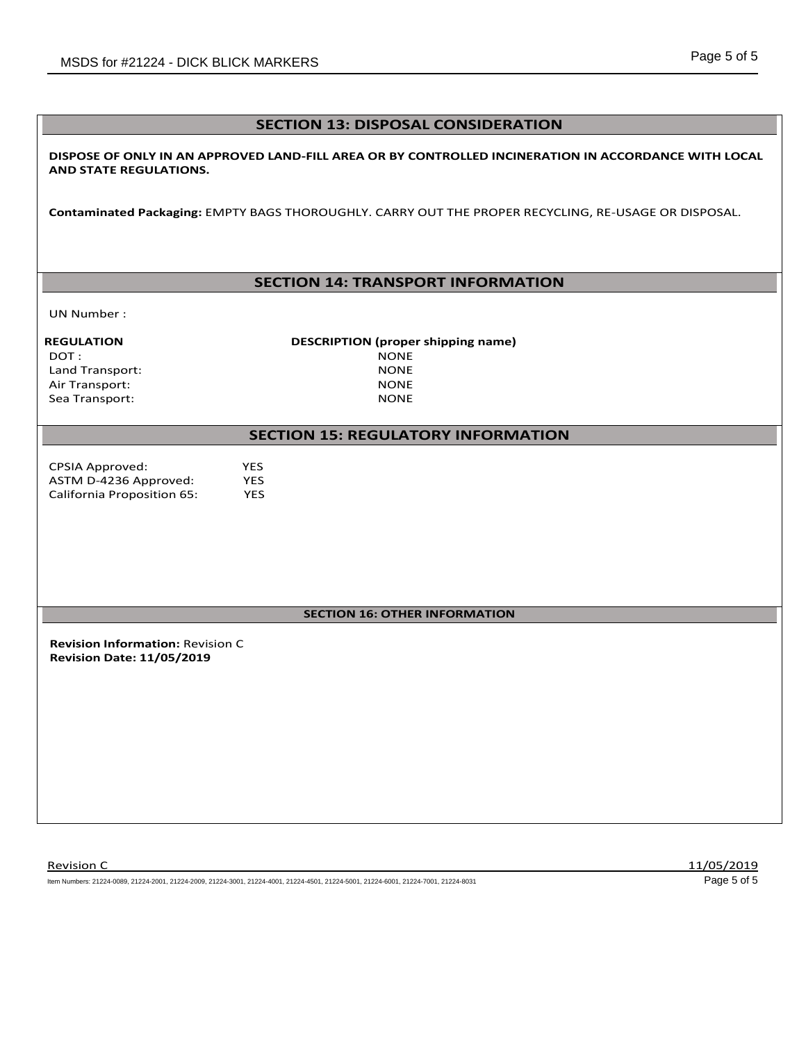## SECTION 13: DISPOSAL CONSIDERATION

**DISPOSE OF ONLY IN AN APPROVED LAND-FILL AREA OR BY CONTROLLED INCINERATION IN ACCORDANCE WITH LOCAL AND STATE REGULATIONS.**

**Contaminated Packaging:** EMPTY BAGS THOROUGHLY. CARRY OUT THE PROPER RECYCLING, RE-USAGE OR DISPOSAL.

## SECTION 14: TRANSPORT INFORMATION

UN Number :

| REGULATION | DESCRIPTION (proper shipping name) |
| --- | --- |
| DOT : | NONE |
| Land Transport: | NONE |
| Air Transport: | NONE |
| Sea Transport: | NONE |

## SECTION 15: REGULATORY INFORMATION

| | |
| --- | --- |
| CPSIA Approved: | YES |
| ASTM D-4236 Approved: | YES |
| California Proposition 65: | YES |

## SECTION 16: OTHER INFORMATION

**Revision Information:** Revision C
**Revision Date: 11/05/2019**

Item Numbers: 21224-0089, 21224-2001, 21224-2009, 21224-3001, 21224-4001, 21224-4501, 21224-5001, 21224-6001, 21224-7001, 21224-8031